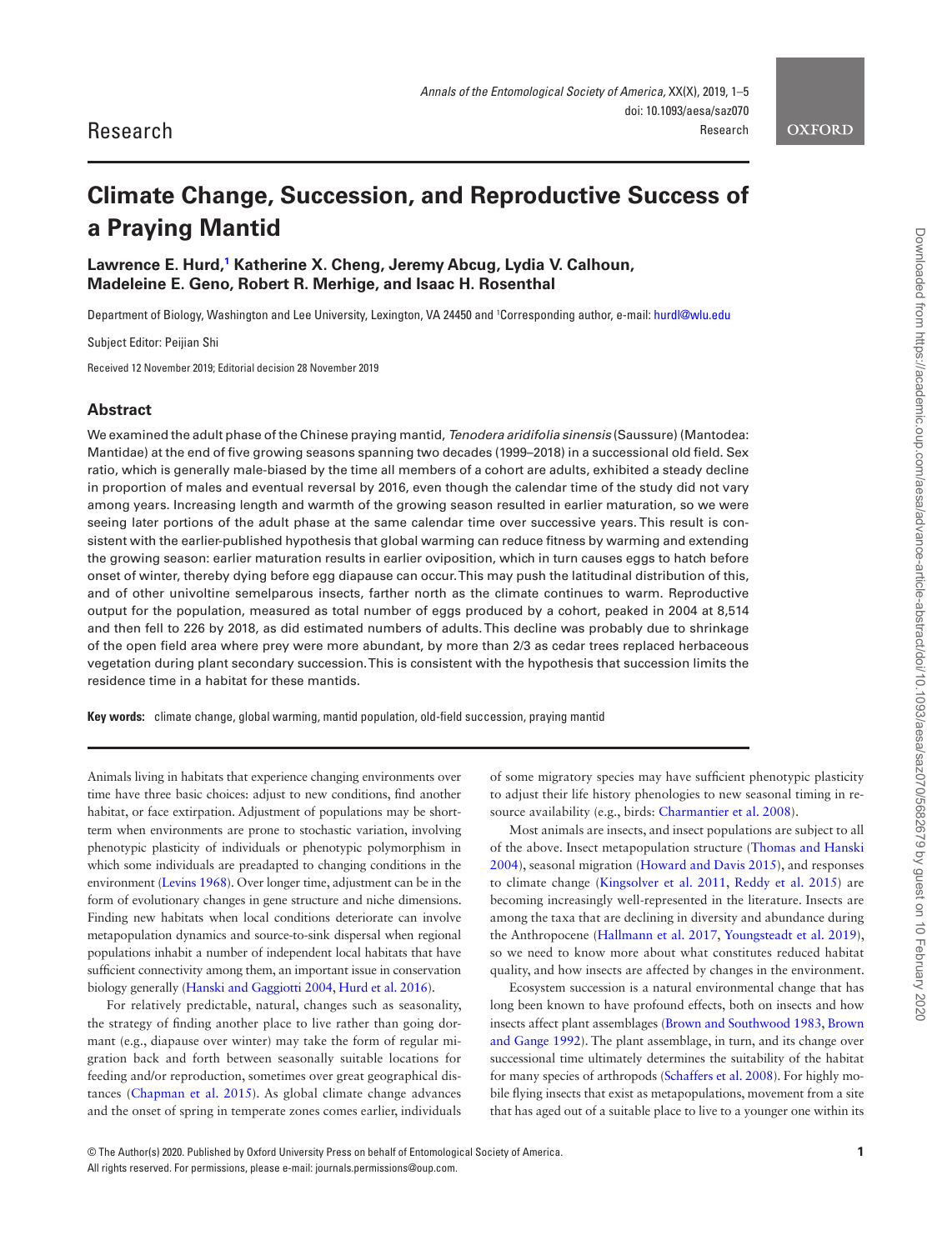Research

# Climate Change, Succession, and Reproductive Success of a Praying Mantid

**Lawrence E. Hurd,[1] Katherine X. Cheng, Jeremy Abcug, Lydia V. Calhoun, Madeleine E. Geno, Robert R. Merhige, and Isaac H. Rosenthal**

Department of Biology, Washington and Lee University, Lexington, VA 24450 and [1]Corresponding author, e-mail: hurdl@wlu.edu

Subject Editor: Peijian Shi

Received 12 November 2019; Editorial decision 28 November 2019

## Abstract

We examined the adult phase of the Chinese praying mantid, *Tenodera aridifolia sinensis* (Saussure) (Mantodea: Mantidae) at the end of five growing seasons spanning two decades (1999–2018) in a successional old field. Sex ratio, which is generally male-biased by the time all members of a cohort are adults, exhibited a steady decline in proportion of males and eventual reversal by 2016, even though the calendar time of the study did not vary among years. Increasing length and warmth of the growing season resulted in earlier maturation, so we were seeing later portions of the adult phase at the same calendar time over successive years. This result is consistent with the earlier-published hypothesis that global warming can reduce fitness by warming and extending the growing season: earlier maturation results in earlier oviposition, which in turn causes eggs to hatch before onset of winter, thereby dying before egg diapause can occur. This may push the latitudinal distribution of this, and of other univoltine semelparous insects, farther north as the climate continues to warm. Reproductive output for the population, measured as total number of eggs produced by a cohort, peaked in 2004 at 8,514 and then fell to 226 by 2018, as did estimated numbers of adults. This decline was probably due to shrinkage of the open field area where prey were more abundant, by more than 2/3 as cedar trees replaced herbaceous vegetation during plant secondary succession. This is consistent with the hypothesis that succession limits the residence time in a habitat for these mantids.

**Key words:** climate change, global warming, mantid population, old-field succession, praying mantid

Animals living in habitats that experience changing environments over time have three basic choices: adjust to new conditions, find another habitat, or face extirpation. Adjustment of populations may be short-term when environments are prone to stochastic variation, involving phenotypic plasticity of individuals or phenotypic polymorphism in which some individuals are preadapted to changing conditions in the environment (Levins 1968). Over longer time, adjustment can be in the form of evolutionary changes in gene structure and niche dimensions. Finding new habitats when local conditions deteriorate can involve metapopulation dynamics and source-to-sink dispersal when regional populations inhabit a number of independent local habitats that have sufficient connectivity among them, an important issue in conservation biology generally (Hanski and Gaggiotti 2004, Hurd et al. 2016).

For relatively predictable, natural, changes such as seasonality, the strategy of finding another place to live rather than going dormant (e.g., diapause over winter) may take the form of regular migration back and forth between seasonally suitable locations for feeding and/or reproduction, sometimes over great geographical distances (Chapman et al. 2015). As global climate change advances and the onset of spring in temperate zones comes earlier, individuals of some migratory species may have sufficient phenotypic plasticity to adjust their life history phenologies to new seasonal timing in resource availability (e.g., birds: Charmantier et al. 2008).

Most animals are insects, and insect populations are subject to all of the above. Insect metapopulation structure (Thomas and Hanski 2004), seasonal migration (Howard and Davis 2015), and responses to climate change (Kingsolver et al. 2011, Reddy et al. 2015) are becoming increasingly well-represented in the literature. Insects are among the taxa that are declining in diversity and abundance during the Anthropocene (Hallmann et al. 2017, Youngsteadt et al. 2019), so we need to know more about what constitutes reduced habitat quality, and how insects are affected by changes in the environment.

Ecosystem succession is a natural environmental change that has long been known to have profound effects, both on insects and how insects affect plant assemblages (Brown and Southwood 1983, Brown and Gange 1992). The plant assemblage, in turn, and its change over successional time ultimately determines the suitability of the habitat for many species of arthropods (Schaffers et al. 2008). For highly mobile flying insects that exist as metapopulations, movement from a site that has aged out of a suitable place to live to a younger one within its

© The Author(s) 2020. Published by Oxford University Press on behalf of Entomological Society of America.
All rights reserved. For permissions, please e-mail: journals.permissions@oup.com.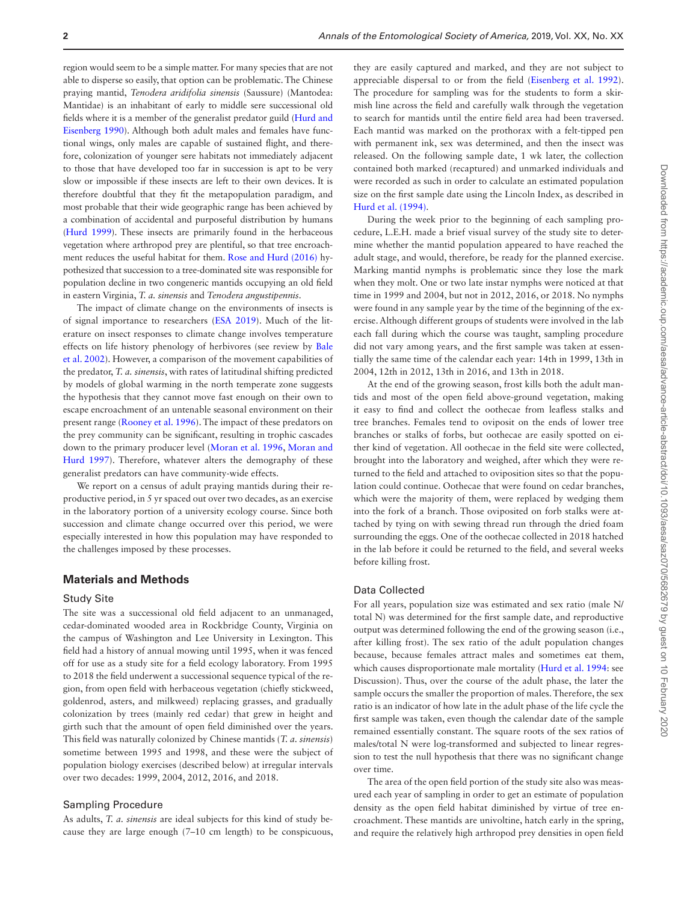region would seem to be a simple matter. For many species that are not able to disperse so easily, that option can be problematic. The Chinese praying mantid, *Tenodera aridifolia sinensis* (Saussure) (Mantodea: Mantidae) is an inhabitant of early to middle sere successional old fields where it is a member of the generalist predator guild (Hurd and Eisenberg 1990). Although both adult males and females have functional wings, only males are capable of sustained flight, and therefore, colonization of younger sere habitats not immediately adjacent to those that have developed too far in succession is apt to be very slow or impossible if these insects are left to their own devices. It is therefore doubtful that they fit the metapopulation paradigm, and most probable that their wide geographic range has been achieved by a combination of accidental and purposeful distribution by humans (Hurd 1999). These insects are primarily found in the herbaceous vegetation where arthropod prey are plentiful, so that tree encroachment reduces the useful habitat for them. Rose and Hurd (2016) hypothesized that succession to a tree-dominated site was responsible for population decline in two congeneric mantids occupying an old field in eastern Virginia, *T. a. sinensis* and *Tenodera angustipennis*.

The impact of climate change on the environments of insects is of signal importance to researchers (ESA 2019). Much of the literature on insect responses to climate change involves temperature effects on life history phenology of herbivores (see review by Bale et al. 2002). However, a comparison of the movement capabilities of the predator, *T. a. sinensis*, with rates of latitudinal shifting predicted by models of global warming in the north temperate zone suggests the hypothesis that they cannot move fast enough on their own to escape encroachment of an untenable seasonal environment on their present range (Rooney et al. 1996). The impact of these predators on the prey community can be significant, resulting in trophic cascades down to the primary producer level (Moran et al. 1996, Moran and Hurd 1997). Therefore, whatever alters the demography of these generalist predators can have community-wide effects.

We report on a census of adult praying mantids during their reproductive period, in 5 yr spaced out over two decades, as an exercise in the laboratory portion of a university ecology course. Since both succession and climate change occurred over this period, we were especially interested in how this population may have responded to the challenges imposed by these processes.

## Materials and Methods

### Study Site

The site was a successional old field adjacent to an unmanaged, cedar-dominated wooded area in Rockbridge County, Virginia on the campus of Washington and Lee University in Lexington. This field had a history of annual mowing until 1995, when it was fenced off for use as a study site for a field ecology laboratory. From 1995 to 2018 the field underwent a successional sequence typical of the region, from open field with herbaceous vegetation (chiefly stickweed, goldenrod, asters, and milkweed) replacing grasses, and gradually colonization by trees (mainly red cedar) that grew in height and girth such that the amount of open field diminished over the years. This field was naturally colonized by Chinese mantids (*T. a. sinensis*) sometime between 1995 and 1998, and these were the subject of population biology exercises (described below) at irregular intervals over two decades: 1999, 2004, 2012, 2016, and 2018.

### Sampling Procedure

As adults, *T. a. sinensis* are ideal subjects for this kind of study because they are large enough (7–10 cm length) to be conspicuous, they are easily captured and marked, and they are not subject to appreciable dispersal to or from the field (Eisenberg et al. 1992). The procedure for sampling was for the students to form a skirmish line across the field and carefully walk through the vegetation to search for mantids until the entire field area had been traversed. Each mantid was marked on the prothorax with a felt-tipped pen with permanent ink, sex was determined, and then the insect was released. On the following sample date, 1 wk later, the collection contained both marked (recaptured) and unmarked individuals and were recorded as such in order to calculate an estimated population size on the first sample date using the Lincoln Index, as described in Hurd et al. (1994).

During the week prior to the beginning of each sampling procedure, L.E.H. made a brief visual survey of the study site to determine whether the mantid population appeared to have reached the adult stage, and would, therefore, be ready for the planned exercise. Marking mantid nymphs is problematic since they lose the mark when they molt. One or two late instar nymphs were noticed at that time in 1999 and 2004, but not in 2012, 2016, or 2018. No nymphs were found in any sample year by the time of the beginning of the exercise. Although different groups of students were involved in the lab each fall during which the course was taught, sampling procedure did not vary among years, and the first sample was taken at essentially the same time of the calendar each year: 14th in 1999, 13th in 2004, 12th in 2012, 13th in 2016, and 13th in 2018.

At the end of the growing season, frost kills both the adult mantids and most of the open field above-ground vegetation, making it easy to find and collect the oothecae from leafless stalks and tree branches. Females tend to oviposit on the ends of lower tree branches or stalks of forbs, but oothecae are easily spotted on either kind of vegetation. All oothecae in the field site were collected, brought into the laboratory and weighed, after which they were returned to the field and attached to oviposition sites so that the population could continue. Oothecae that were found on cedar branches, which were the majority of them, were replaced by wedging them into the fork of a branch. Those oviposited on forb stalks were attached by tying on with sewing thread run through the dried foam surrounding the eggs. One of the oothecae collected in 2018 hatched in the lab before it could be returned to the field, and several weeks before killing frost.

### Data Collected

For all years, population size was estimated and sex ratio (male N/total N) was determined for the first sample date, and reproductive output was determined following the end of the growing season (i.e., after killing frost). The sex ratio of the adult population changes because, because females attract males and sometimes eat them, which causes disproportionate male mortality (Hurd et al. 1994: see Discussion). Thus, over the course of the adult phase, the later the sample occurs the smaller the proportion of males. Therefore, the sex ratio is an indicator of how late in the adult phase of the life cycle the first sample was taken, even though the calendar date of the sample remained essentially constant. The square roots of the sex ratios of males/total N were log-transformed and subjected to linear regression to test the null hypothesis that there was no significant change over time.

The area of the open field portion of the study site also was measured each year of sampling in order to get an estimate of population density as the open field habitat diminished by virtue of tree encroachment. These mantids are univoltine, hatch early in the spring, and require the relatively high arthropod prey densities in open field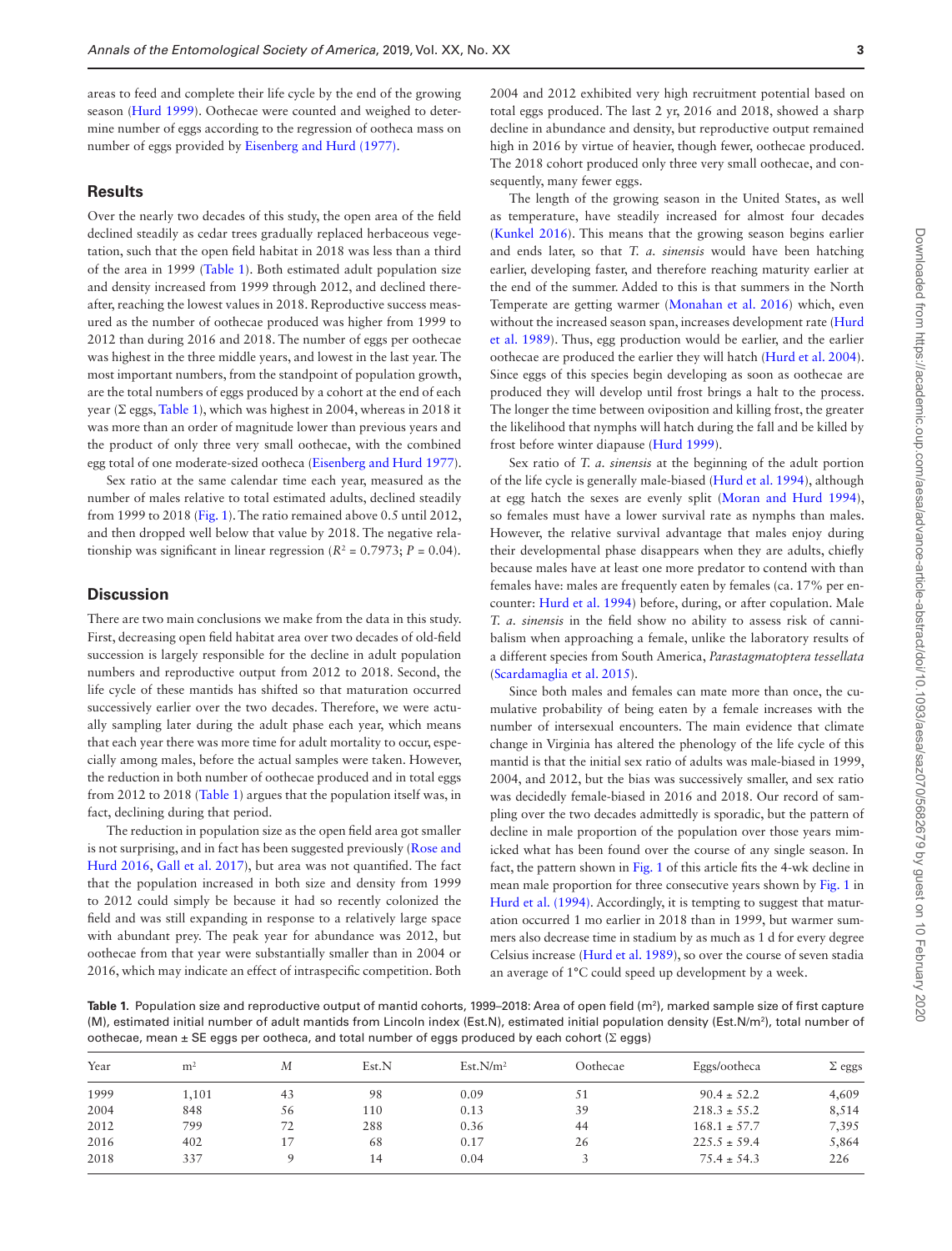areas to feed and complete their life cycle by the end of the growing season (Hurd 1999). Oothecae were counted and weighed to determine number of eggs according to the regression of ootheca mass on number of eggs provided by Eisenberg and Hurd (1977).

## Results

Over the nearly two decades of this study, the open area of the field declined steadily as cedar trees gradually replaced herbaceous vegetation, such that the open field habitat in 2018 was less than a third of the area in 1999 (Table 1). Both estimated adult population size and density increased from 1999 through 2012, and declined thereafter, reaching the lowest values in 2018. Reproductive success measured as the number of oothecae produced was higher from 1999 to 2012 than during 2016 and 2018. The number of eggs per ootheca was highest in the three middle years, and lowest in the last year. The most important numbers, from the standpoint of population growth, are the total numbers of eggs produced by a cohort at the end of each year (Σ eggs, Table 1), which was highest in 2004, whereas in 2018 it was more than an order of magnitude lower than previous years and the product of only three very small oothecae, with the combined egg total of one moderate-sized ootheca (Eisenberg and Hurd 1977).

Sex ratio at the same calendar time each year, measured as the number of males relative to total estimated adults, declined steadily from 1999 to 2018 (Fig. 1). The ratio remained above 0.5 until 2012, and then dropped well below that value by 2018. The negative relationship was significant in linear regression ($R^2 = 0.7973$; $P = 0.04$).

## Discussion

There are two main conclusions we make from the data in this study. First, decreasing open field habitat area over two decades of old-field succession is largely responsible for the decline in adult population numbers and reproductive output from 2012 to 2018. Second, the life cycle of these mantids has shifted so that maturation occurred successively earlier over the two decades. Therefore, we were actually sampling later during the adult phase each year, which means that each year there was more time for adult mortality to occur, especially among males, before the actual samples were taken. However, the reduction in both number of oothecae produced and in total eggs from 2012 to 2018 (Table 1) argues that the population itself was, in fact, declining during that period.

The reduction in population size as the open field area got smaller is not surprising, and in fact has been suggested previously (Rose and Hurd 2016, Gall et al. 2017), but area was not quantified. The fact that the population increased in both size and density from 1999 to 2012 could simply be because it had so recently colonized the field and was still expanding in response to a relatively large space with abundant prey. The peak year for abundance was 2012, but oothecae from that year were substantially smaller than in 2004 or 2016, which may indicate an effect of intraspecific competition. Both 2004 and 2012 exhibited very high recruitment potential based on total eggs produced. The last 2 yr, 2016 and 2018, showed a sharp decline in abundance and density, but reproductive output remained high in 2016 by virtue of heavier, though fewer, oothecae produced. The 2018 cohort produced only three very small oothecae, and consequently, many fewer eggs.

The length of the growing season in the United States, as well as temperature, have steadily increased for almost four decades (Kunkel 2016). This means that the growing season begins earlier and ends later, so that *T. a. sinensis* would have been hatching earlier, developing faster, and therefore reaching maturity earlier at the end of the summer. Added to this is that summers in the North Temperate are getting warmer (Monahan et al. 2016) which, even without the increased season span, increases development rate (Hurd et al. 1989). Thus, egg production would be earlier, and the earlier oothecae are produced the earlier they will hatch (Hurd et al. 2004). Since eggs of this species begin developing as soon as oothecae are produced they will develop until frost brings a halt to the process. The longer the time between oviposition and killing frost, the greater the likelihood that nymphs will hatch during the fall and be killed by frost before winter diapause (Hurd 1999).

Sex ratio of *T. a. sinensis* at the beginning of the adult portion of the life cycle is generally male-biased (Hurd et al. 1994), although at egg hatch the sexes are evenly split (Moran and Hurd 1994), so females must have a lower survival rate as nymphs than males. However, the relative survival advantage that males enjoy during their developmental phase disappears when they are adults, chiefly because males have at least one more predator to contend with than females have: males are frequently eaten by females (ca. 17% per encounter: Hurd et al. 1994) before, during, or after copulation. Male *T. a. sinensis* in the field show no ability to assess risk of cannibalism when approaching a female, unlike the laboratory results of a different species from South America, *Parastagmatoptera tessellata* (Scardamaglia et al. 2015).

Since both males and females can mate more than once, the cumulative probability of being eaten by a female increases with the number of intersexual encounters. The main evidence that climate change in Virginia has altered the phenology of the life cycle of this mantid is that the initial sex ratio of adults was male-biased in 1999, 2004, and 2012, but the bias was successively smaller, and sex ratio was decidedly female-biased in 2016 and 2018. Our record of sampling over the two decades admittedly is sporadic, but the pattern of decline in male proportion of the population over those years mimicked what has been found over the course of any single season. In fact, the pattern shown in Fig. 1 of this article fits the 4-wk decline in mean male proportion for three consecutive years shown by Fig. 1 in Hurd et al. (1994). Accordingly, it is tempting to suggest that maturation occurred 1 mo earlier in 2018 than in 1999, but warmer summers also decrease time in stadium by as much as 1 d for every degree Celsius increase (Hurd et al. 1989), so over the course of seven stadia an average of 1°C could speed up development by a week.

**Table 1.** Population size and reproductive output of mantid cohorts, 1999–2018: Area of open field (m²), marked sample size of first capture (M), estimated initial number of adult mantids from Lincoln index (Est.N), estimated initial population density (Est.N/m²), total number of oothecae, mean ± SE eggs per ootheca, and total number of eggs produced by each cohort (Σ eggs)

| Year | m² | *M* | Est.N | Est.N/m² | Oothecae | Eggs/ootheca | Σ eggs |
|---|---|---|---|---|---|---|---|
| 1999 | 1,101 | 43 | 98 | 0.09 | 51 | 90.4 ± 52.2 | 4,609 |
| 2004 | 848 | 56 | 110 | 0.13 | 39 | 218.3 ± 55.2 | 8,514 |
| 2012 | 799 | 72 | 288 | 0.36 | 44 | 168.1 ± 57.7 | 7,395 |
| 2016 | 402 | 17 | 68 | 0.17 | 26 | 225.5 ± 59.4 | 5,864 |
| 2018 | 337 | 9 | 14 | 0.04 | 3 | 75.4 ± 54.3 | 226 |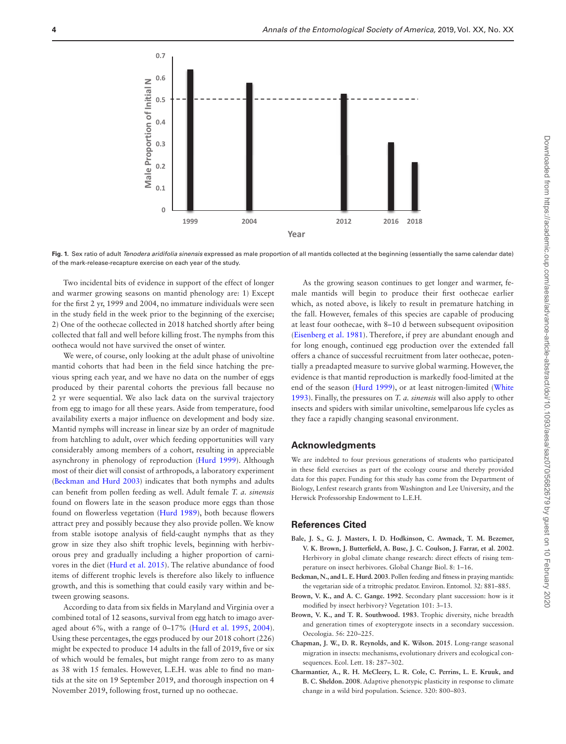**Fig. 1.** Sex ratio of adult *Tenodera aridifolia sinensis* expressed as male proportion of all mantids collected at the beginning (essentially the same calendar date) of the mark-release-recapture exercise on each year of the study.

Two incidental bits of evidence in support of the effect of longer and warmer growing seasons on mantid phenology are: 1) Except for the first 2 yr, 1999 and 2004, no immature individuals were seen in the study field in the week prior to the beginning of the exercise; 2) One of the oothecae collected in 2018 hatched shortly after being collected that fall and well before killing frost. The nymphs from this ootheca would not have survived the onset of winter.

We were, of course, only looking at the adult phase of univoltine mantid cohorts that had been in the field since hatching the previous spring each year, and we have no data on the number of eggs produced by their parental cohorts the previous fall because no 2 yr were sequential. We also lack data on the survival trajectory from egg to imago for all these years. Aside from temperature, food availability exerts a major influence on development and body size. Mantid nymphs will increase in linear size by an order of magnitude from hatchling to adult, over which feeding opportunities will vary considerably among members of a cohort, resulting in appreciable asynchrony in phenology of reproduction (Hurd 1999). Although most of their diet will consist of arthropods, a laboratory experiment (Beckman and Hurd 2003) indicates that both nymphs and adults can benefit from pollen feeding as well. Adult female *T. a. sinensis* found on flowers late in the season produce more eggs than those found on flowerless vegetation (Hurd 1989), both because flowers attract prey and possibly because they also provide pollen. We know from stable isotope analysis of field-caught nymphs that as they grow in size they also shift trophic levels, beginning with herbivorous prey and gradually including a higher proportion of carnivores in the diet (Hurd et al. 2015). The relative abundance of food items of different trophic levels is therefore also likely to influence growth, and this is something that could easily vary within and between growing seasons.

According to data from six fields in Maryland and Virginia over a combined total of 12 seasons, survival from egg hatch to imago averaged about 6%, with a range of 0–17% (Hurd et al. 1995, 2004). Using these percentages, the eggs produced by our 2018 cohort (226) might be expected to produce 14 adults in the fall of 2019, five or six of which would be females, but might range from zero to as many as 38 with 15 females. However, L.E.H. was able to find no mantids at the site on 19 September 2019, and thorough inspection on 4 November 2019, following frost, turned up no oothecae.

As the growing season continues to get longer and warmer, female mantids will begin to produce their first oothecae earlier which, as noted above, is likely to result in premature hatching in the fall. However, females of this species are capable of producing at least four oothecae, with 8–10 d between subsequent oviposition (Eisenberg et al. 1981). Therefore, if prey are abundant enough and for long enough, continued egg production over the extended fall offers a chance of successful recruitment from later oothecae, potentially a preadapted measure to survive global warming. However, the evidence is that mantid reproduction is markedly food-limited at the end of the season (Hurd 1999), or at least nitrogen-limited (White 1993). Finally, the pressures on *T. a. sinensis* will also apply to other insects and spiders with similar univoltine, semelparous life cycles as they face a rapidly changing seasonal environment.

## Acknowledgments

We are indebted to four previous generations of students who participated in these field exercises as part of the ecology course and thereby provided data for this paper. Funding for this study has come from the Department of Biology, Lenfest research grants from Washington and Lee University, and the Herwick Professorship Endowment to L.E.H.

## References Cited

**Bale, J. S., G. J. Masters, I. D. Hodkinson, C. Awmack, T. M. Bezemer, V. K. Brown, J. Butterfield, A. Buse, J. C. Coulson, J. Farrar, et al. 2002.** Herbivory in global climate change research: direct effects of rising temperature on insect herbivores. Global Change Biol. 8: 1–16.

**Beckman, N., and L. E. Hurd. 2003.** Pollen feeding and fitness in praying mantids: the vegetarian side of a tritrophic predator. Environ. Entomol. 32: 881–885.

**Brown, V. K., and A. C. Gange. 1992.** Secondary plant succession: how is it modified by insect herbivory? Vegetation 101: 3–13.

**Brown, V. K., and T. R. Southwood. 1983.** Trophic diversity, niche breadth and generation times of exopterygote insects in a secondary succession. Oecologia. 56: 220–225.

**Chapman, J. W., D. R. Reynolds, and K. Wilson. 2015.** Long-range seasonal migration in insects: mechanisms, evolutionary drivers and ecological consequences. Ecol. Lett. 18: 287–302.

**Charmantier, A., R. H. McCleery, L. R. Cole, C. Perrins, L. E. Kruuk, and B. C. Sheldon. 2008.** Adaptive phenotypic plasticity in response to climate change in a wild bird population. Science. 320: 800–803.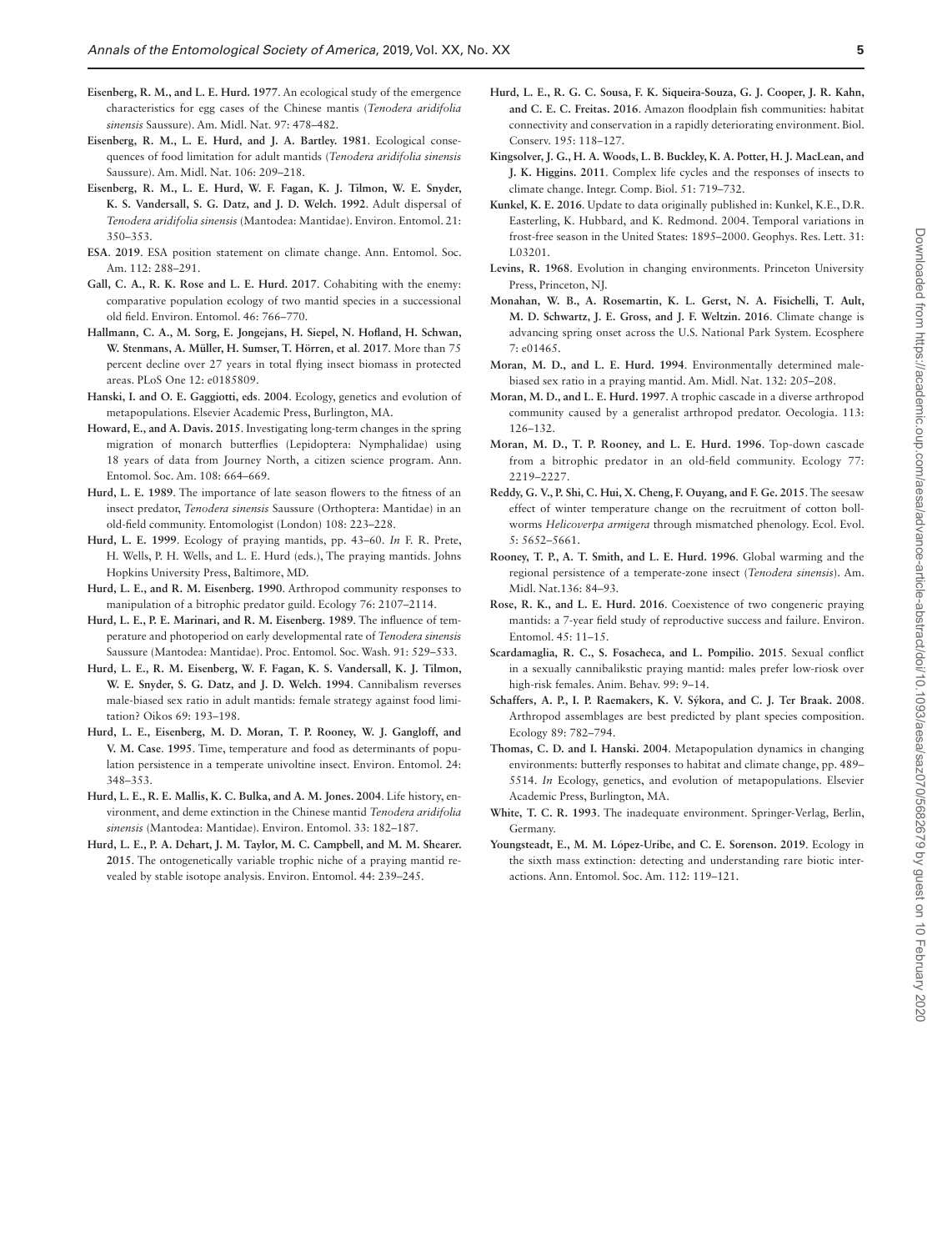**Eisenberg, R. M., and L. E. Hurd. 1977**. An ecological study of the emergence characteristics for egg cases of the Chinese mantis (*Tenodera aridifolia sinensis* Saussure). Am. Midl. Nat. 97: 478–482.

**Eisenberg, R. M., L. E. Hurd, and J. A. Bartley. 1981**. Ecological consequences of food limitation for adult mantids (*Tenodera aridifolia sinensis* Saussure). Am. Midl. Nat. 106: 209–218.

**Eisenberg, R. M., L. E. Hurd, W. F. Fagan, K. J. Tilmon, W. E. Snyder, K. S. Vandersall, S. G. Datz, and J. D. Welch. 1992**. Adult dispersal of *Tenodera aridifolia sinensis* (Mantodea: Mantidae). Environ. Entomol. 21: 350–353.

**ESA. 2019**. ESA position statement on climate change. Ann. Entomol. Soc. Am. 112: 288–291.

**Gall, C. A., R. K. Rose and L. E. Hurd. 2017**. Cohabiting with the enemy: comparative population ecology of two mantid species in a successional old field. Environ. Entomol. 46: 766–770.

**Hallmann, C. A., M. Sorg, E. Jongejans, H. Siepel, N. Hofland, H. Schwan, W. Stenmans, A. Müller, H. Sumser, T. Hörren, et al. 2017**. More than 75 percent decline over 27 years in total flying insect biomass in protected areas. PLoS One 12: e0185809.

**Hanski, I. and O. E. Gaggiotti, eds. 2004**. Ecology, genetics and evolution of metapopulations. Elsevier Academic Press, Burlington, MA.

**Howard, E., and A. Davis. 2015**. Investigating long-term changes in the spring migration of monarch butterflies (Lepidoptera: Nymphalidae) using 18 years of data from Journey North, a citizen science program. Ann. Entomol. Soc. Am. 108: 664–669.

**Hurd, L. E. 1989**. The importance of late season flowers to the fitness of an insect predator, *Tenodera sinensis* Saussure (Orthoptera: Mantidae) in an old-field community. Entomologist (London) 108: 223–228.

**Hurd, L. E. 1999**. Ecology of praying mantids, pp. 43–60. *In* F. R. Prete, H. Wells, P. H. Wells, and L. E. Hurd (eds.), The praying mantids. Johns Hopkins University Press, Baltimore, MD.

**Hurd, L. E., and R. M. Eisenberg. 1990**. Arthropod community responses to manipulation of a bitrophic predator guild. Ecology 76: 2107–2114.

**Hurd, L. E., P. E. Marinari, and R. M. Eisenberg. 1989**. The influence of temperature and photoperiod on early developmental rate of *Tenodera sinensis* Saussure (Mantodea: Mantidae). Proc. Entomol. Soc. Wash. 91: 529–533.

**Hurd, L. E., R. M. Eisenberg, W. F. Fagan, K. S. Vandersall, K. J. Tilmon, W. E. Snyder, S. G. Datz, and J. D. Welch. 1994**. Cannibalism reverses male-biased sex ratio in adult mantids: female strategy against food limitation? Oikos 69: 193–198.

**Hurd, L. E., Eisenberg, M. D. Moran, T. P. Rooney, W. J. Gangloff, and V. M. Case. 1995**. Time, temperature and food as determinants of population persistence in a temperate univoltine insect. Environ. Entomol. 24: 348–353.

**Hurd, L. E., R. E. Mallis, K. C. Bulka, and A. M. Jones. 2004**. Life history, environment, and deme extinction in the Chinese mantid *Tenodera aridifolia sinensis* (Mantodea: Mantidae). Environ. Entomol. 33: 182–187.

**Hurd, L. E., P. A. Dehart, J. M. Taylor, M. C. Campbell, and M. M. Shearer. 2015**. The ontogenetically variable trophic niche of a praying mantid revealed by stable isotope analysis. Environ. Entomol. 44: 239–245.

**Hurd, L. E., R. G. C. Sousa, F. K. Siqueira-Souza, G. J. Cooper, J. R. Kahn, and C. E. C. Freitas. 2016**. Amazon floodplain fish communities: habitat connectivity and conservation in a rapidly deteriorating environment. Biol. Conserv. 195: 118–127.

**Kingsolver, J. G., H. A. Woods, L. B. Buckley, K. A. Potter, H. J. MacLean, and J. K. Higgins. 2011**. Complex life cycles and the responses of insects to climate change. Integr. Comp. Biol. 51: 719–732.

**Kunkel, K. E. 2016**. Update to data originally published in: Kunkel, K.E., D.R. Easterling, K. Hubbard, and K. Redmond. 2004. Temporal variations in frost-free season in the United States: 1895–2000. Geophys. Res. Lett. 31: L03201.

**Levins, R. 1968**. Evolution in changing environments. Princeton University Press, Princeton, NJ.

**Monahan, W. B., A. Rosemartin, K. L. Gerst, N. A. Fisichelli, T. Ault, M. D. Schwartz, J. E. Gross, and J. F. Weltzin. 2016**. Climate change is advancing spring onset across the U.S. National Park System. Ecosphere 7: e01465.

**Moran, M. D., and L. E. Hurd. 1994**. Environmentally determined male-biased sex ratio in a praying mantid. Am. Midl. Nat. 132: 205–208.

**Moran, M. D., and L. E. Hurd. 1997**. A trophic cascade in a diverse arthropod community caused by a generalist arthropod predator. Oecologia. 113: 126–132.

**Moran, M. D., T. P. Rooney, and L. E. Hurd. 1996**. Top-down cascade from a bitrophic predator in an old-field community. Ecology 77: 2219–2227.

**Reddy, G. V., P. Shi, C. Hui, X. Cheng, F. Ouyang, and F. Ge. 2015**. The seesaw effect of winter temperature change on the recruitment of cotton bollworms *Helicoverpa armigera* through mismatched phenology. Ecol. Evol. 5: 5652–5661.

**Rooney, T. P., A. T. Smith, and L. E. Hurd. 1996**. Global warming and the regional persistence of a temperate-zone insect (*Tenodera sinensis*). Am. Midl. Nat.136: 84–93.

**Rose, R. K., and L. E. Hurd. 2016**. Coexistence of two congeneric praying mantids: a 7-year field study of reproductive success and failure. Environ. Entomol. 45: 11–15.

**Scardamaglia, R. C., S. Fosacheca, and L. Pompilio. 2015**. Sexual conflict in a sexually cannibalikstic praying mantid: males prefer low-riosk over high-risk females. Anim. Behav. 99: 9–14.

**Schaffers, A. P., I. P. Raemakers, K. V. Sýkora, and C. J. Ter Braak. 2008**. Arthropod assemblages are best predicted by plant species composition. Ecology 89: 782–794.

**Thomas, C. D. and I. Hanski. 2004**. Metapopulation dynamics in changing environments: butterfly responses to habitat and climate change, pp. 489–5514. *In* Ecology, genetics, and evolution of metapopulations. Elsevier Academic Press, Burlington, MA.

**White, T. C. R. 1993**. The inadequate environment. Springer-Verlag, Berlin, Germany.

**Youngsteadt, E., M. M. López-Uribe, and C. E. Sorenson. 2019**. Ecology in the sixth mass extinction: detecting and understanding rare biotic interactions. Ann. Entomol. Soc. Am. 112: 119–121.